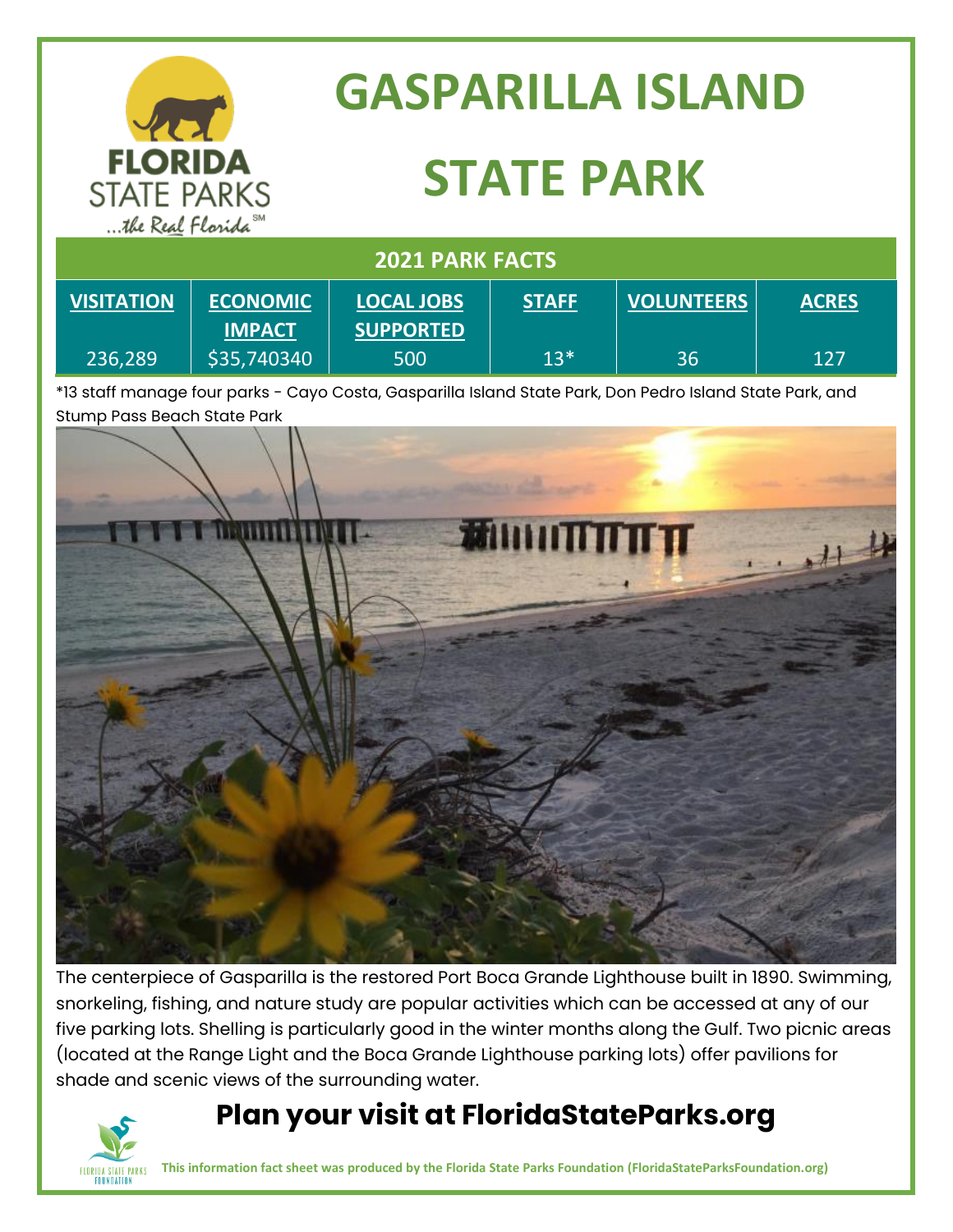# GASPARILLA ISLAND STATE PARK

## 2021 PARK FACTS

| VISITATION | ECONOMIC IMPACT | LOCAL JOBS SUPPORTED | STAFF | VOLUNTEERS | ACRES |
|---|---|---|---|---|---|
| 236,289 | $35,740340 | 500 | 13* | 36 | 127 |

*13 staff manage four parks - Cayo Costa, Gasparilla Island State Park, Don Pedro Island State Park, and Stump Pass Beach State Park

The centerpiece of Gasparilla is the restored Port Boca Grande Lighthouse built in 1890. Swimming, snorkeling, fishing, and nature study are popular activities which can be accessed at any of our five parking lots. Shelling is particularly good in the winter months along the Gulf. Two picnic areas (located at the Range Light and the Boca Grande Lighthouse parking lots) offer pavilions for shade and scenic views of the surrounding water.

## Plan your visit at FloridaStateParks.org

**This information fact sheet was produced by the Florida State Parks Foundation (FloridaStateParksFoundation.org)**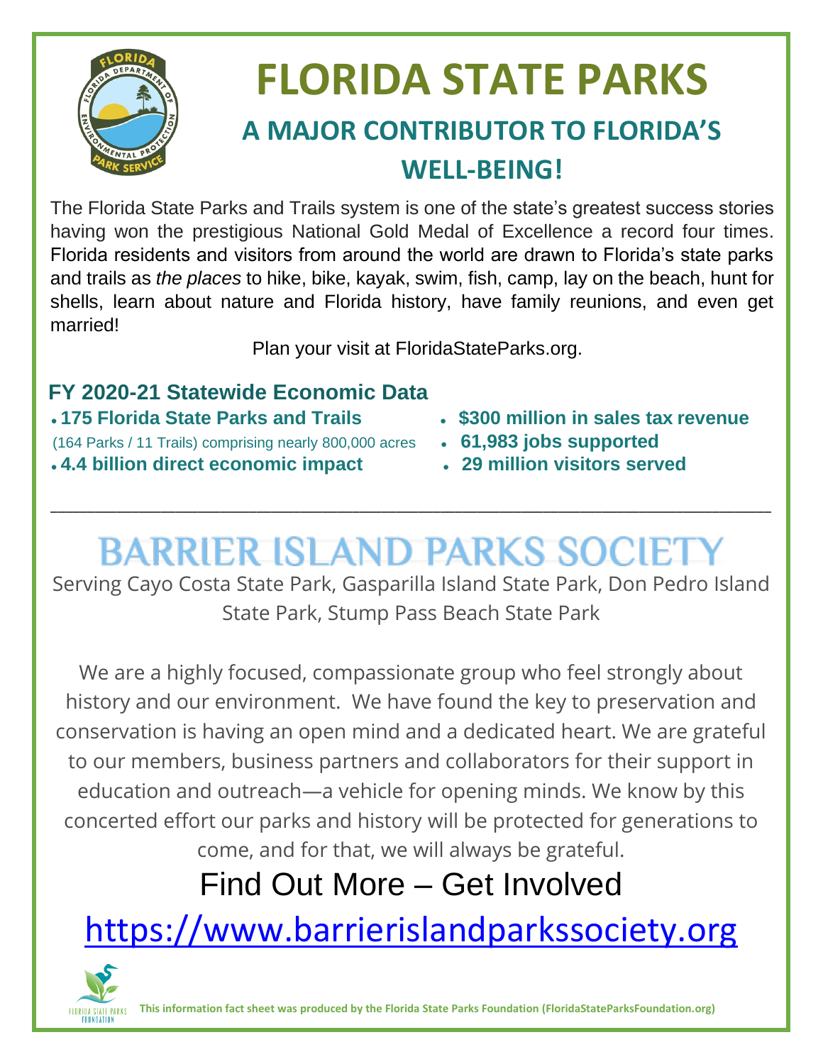# FLORIDA STATE PARKS

## A MAJOR CONTRIBUTOR TO FLORIDA'S WELL-BEING!

The Florida State Parks and Trails system is one of the state's greatest success stories having won the prestigious National Gold Medal of Excellence a record four times. Florida residents and visitors from around the world are drawn to Florida's state parks and trails as *the places* to hike, bike, kayak, swim, fish, camp, lay on the beach, hunt for shells, learn about nature and Florida history, have family reunions, and even get married!

Plan your visit at FloridaStateParks.org.

### FY 2020-21 Statewide Economic Data

- **175 Florida State Parks and Trails**
  (164 Parks / 11 Trails) comprising nearly 800,000 acres
- **4.4 billion direct economic impact**
- **$300 million in sales tax revenue**
- **61,983 jobs supported**
- **29 million visitors served**

---

# BARRIER ISLAND PARKS SOCIETY

Serving Cayo Costa State Park, Gasparilla Island State Park, Don Pedro Island State Park, Stump Pass Beach State Park

We are a highly focused, compassionate group who feel strongly about history and our environment. We have found the key to preservation and conservation is having an open mind and a dedicated heart. We are grateful to our members, business partners and collaborators for their support in education and outreach—a vehicle for opening minds. We know by this concerted effort our parks and history will be protected for generations to come, and for that, we will always be grateful.

## Find Out More – Get Involved

https://www.barrierislandparkssociety.org

**This information fact sheet was produced by the Florida State Parks Foundation (FloridaStateParksFoundation.org)**